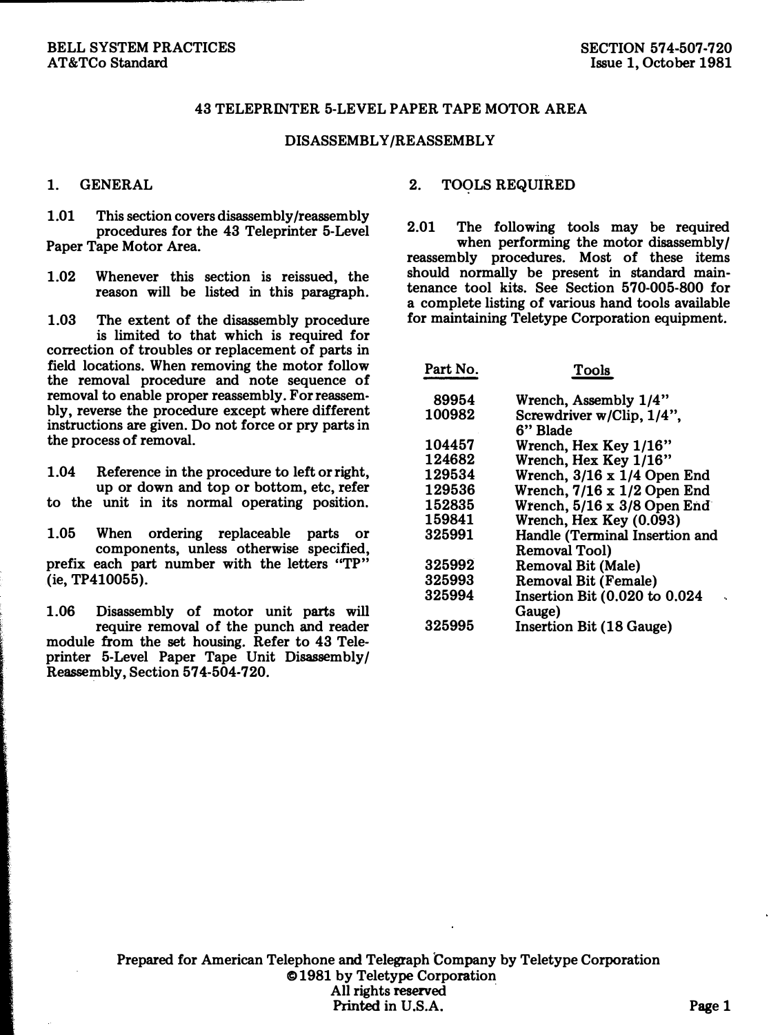# 43 TELEPRINTER 5-LEVEL PAPER TAPE MOTOR AREA

## DISASSEMBLY/REASSEMBLY

## 1. GENERAL

1.01 This section covers disassembly/reassembly procedures for the 43 Teleprinter 5-Level Paper Tape Motor Area.

1.02 Whenever this section is reissued, the reason will be listed in this paragraph.

1.03 The extent of the disassembly procedure is limited to that which is required for correction of troubles or replacement of parts in field locations. When removing the motor follow the removal procedure and note sequence of removal to enable proper reassembly. For reassembly, reverse the procedure except where different instructions are given. Do not force or pry parts in the process of removal.

1.04 Reference in the procedure to left or right, up or down and top or bottom, etc, refer to the unit in its normal operating position.

1.05 When ordering replaceable parts or components, unless otherwise specified, prefix each part number with the letters "TP" (ie, TP410055).

1.06 Disassembly of motor unit parts will require removal of the punch and reader module from the set housing. Refer to 43 Teleprinter 5-Level Paper Tape Unit Disassembly/Reassembly, Section 574-504-720.

## 2. TOOLS REQUIRED

2.01 The following tools may be required when performing the motor disassembly/reassembly procedures. Most of these items should normally be present in standard maintenance tool kits. See Section 570-005-800 for a complete listing of various hand tools available for maintaining Teletype Corporation equipment.

| Part No. | Tools |
|---|---|
| 89954 | Wrench, Assembly 1/4" |
| 100982 | Screwdriver w/Clip, 1/4", 6" Blade |
| 104457 | Wrench, Hex Key 1/16" |
| 124682 | Wrench, Hex Key 1/16" |
| 129534 | Wrench, 3/16 x 1/4 Open End |
| 129536 | Wrench, 7/16 x 1/2 Open End |
| 152835 | Wrench, 5/16 x 3/8 Open End |
| 159841 | Wrench, Hex Key (0.093) |
| 325991 | Handle (Terminal Insertion and Removal Tool) |
| 325992 | Removal Bit (Male) |
| 325993 | Removal Bit (Female) |
| 325994 | Insertion Bit (0.020 to 0.024 Gauge) |
| 325995 | Insertion Bit (18 Gauge) |

Prepared for American Telephone and Telegraph Company by Teletype Corporation
©1981 by Teletype Corporation
All rights reserved
Printed in U.S.A.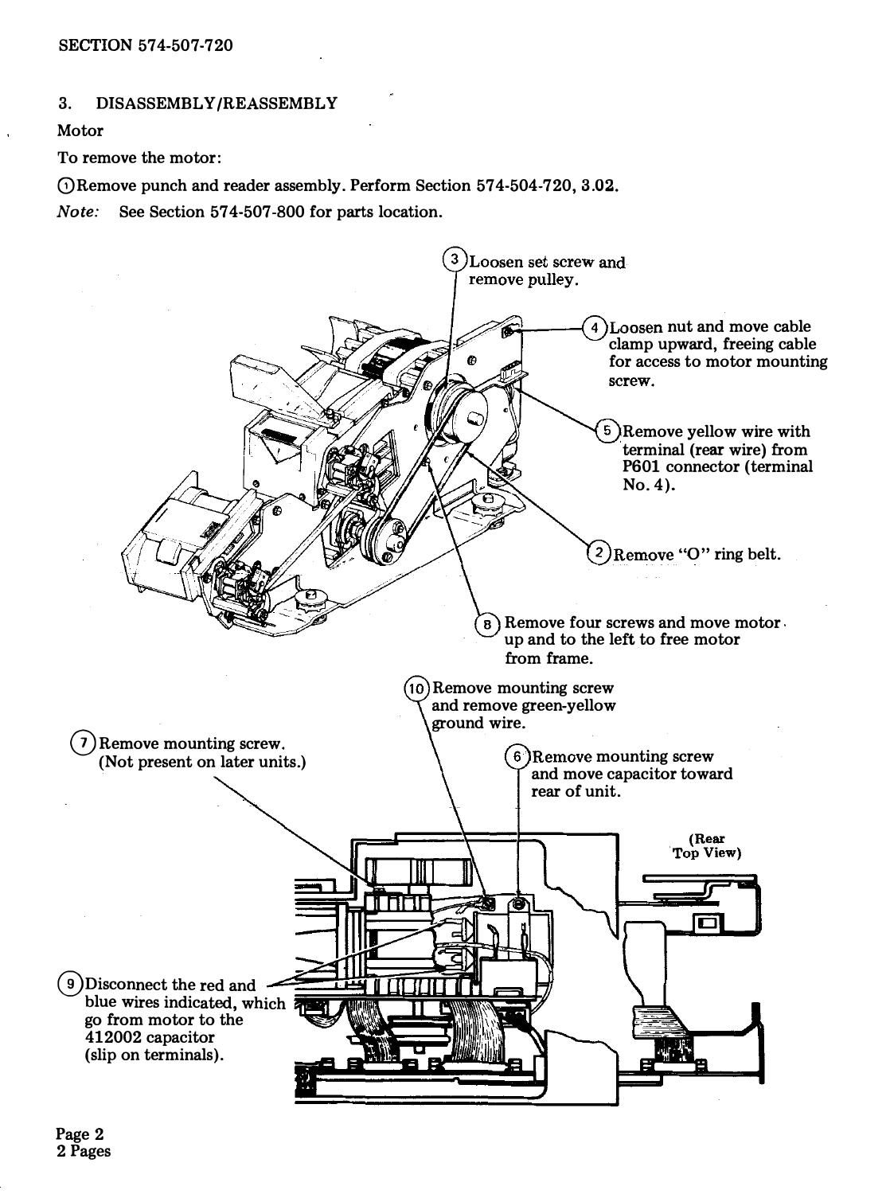## 3. DISASSEMBLY/REASSEMBLY

### Motor

To remove the motor:

(1) Remove punch and reader assembly. Perform Section 574-504-720, 3.02.

*Note:* See Section 574-507-800 for parts location.

(2) Remove "O" ring belt.

(3) Loosen set screw and remove pulley.

(4) Loosen nut and move cable clamp upward, freeing cable for access to motor mounting screw.

(5) Remove yellow wire with terminal (rear wire) from P601 connector (terminal No. 4).

(6) Remove mounting screw and move capacitor toward rear of unit.

(7) Remove mounting screw. (Not present on later units.)

(8) Remove four screws and move motor up and to the left to free motor from frame.

(9) Disconnect the red and blue wires indicated, which go from motor to the 412002 capacitor (slip on terminals).

(10) Remove mounting screw and remove green-yellow ground wire.

(Rear Top View)